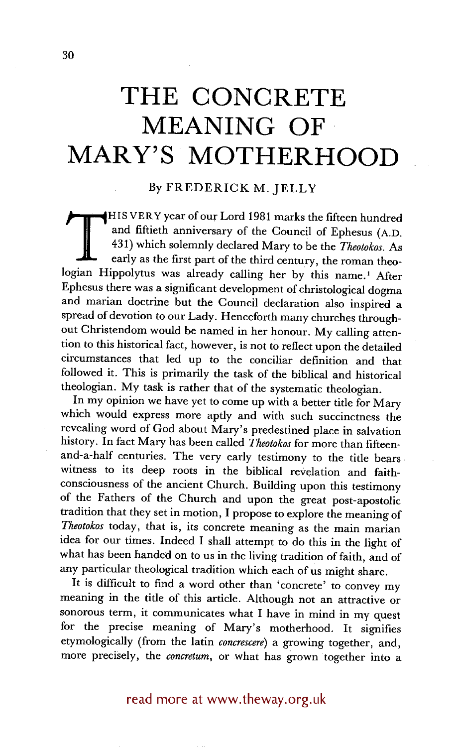# THE CONCRETE MEANING OF MARY'S MOTHERHOOD

By FREDERICK M. JELLY

THIS VERY year of our Lord 1981 marks the fifteen hundred and fiftieth anniversary of the Council of Ephesus (A.D. 431) which solemnly declared Mary to be the *Theotokos*. As early as the first part of the third century, the roman theologian Hippolytus was already calling her by this name.[1] After Ephesus there was a significant development of christological dogma and marian doctrine but the Council declaration also inspired a spread of devotion to our Lady. Henceforth many churches throughout Christendom would be named in her honour. My calling attention to this historical fact, however, is not to reflect upon the detailed circumstances that led up to the conciliar definition and that followed it. This is primarily the task of the biblical and historical theologian. My task is rather that of the systematic theologian.

In my opinion we have yet to come up with a better title for Mary which would express more aptly and with such succinctness the revealing word of God about Mary's predestined place in salvation history. In fact Mary has been called *Theotokos* for more than fifteen-and-a-half centuries. The very early testimony to the title bears witness to its deep roots in the biblical revelation and faith-consciousness of the ancient Church. Building upon this testimony of the Fathers of the Church and upon the great post-apostolic tradition that they set in motion, I propose to explore the meaning of *Theotokos* today, that is, its concrete meaning as the main marian idea for our times. Indeed I shall attempt to do this in the light of what has been handed on to us in the living tradition of faith, and of any particular theological tradition which each of us might share.

It is difficult to find a word other than 'concrete' to convey my meaning in the title of this article. Although not an attractive or sonorous term, it communicates what I have in mind in my quest for the precise meaning of Mary's motherhood. It signifies etymologically (from the latin *concrescere*) a growing together, and, more precisely, the *concretum*, or what has grown together into a

read more at www.theway.org.uk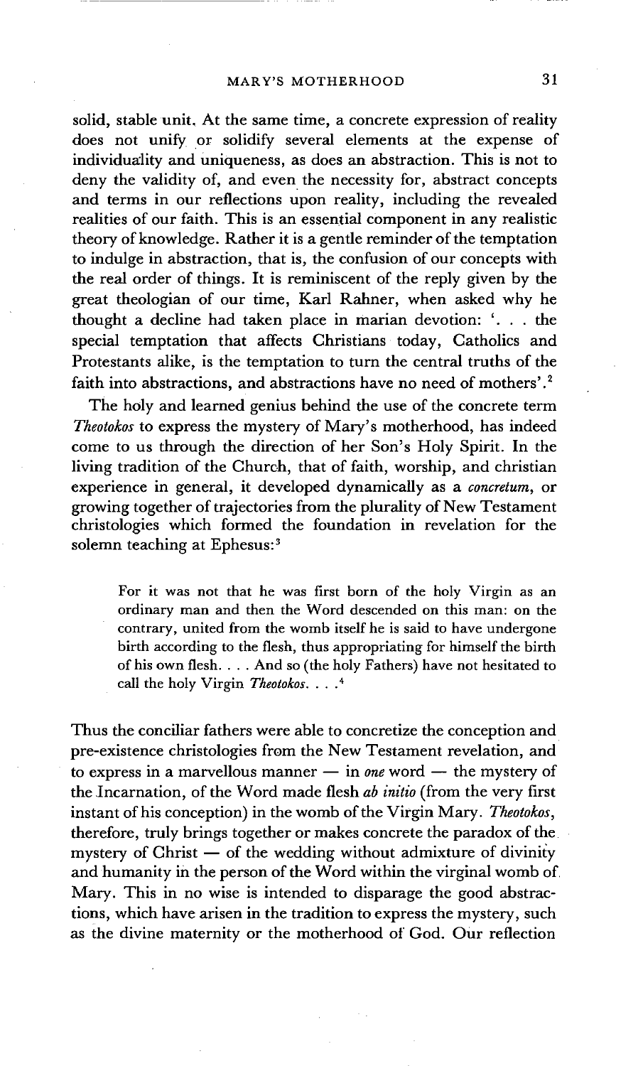solid, stable unit. At the same time, a concrete expression of reality does not unify or solidify several elements at the expense of individuality and uniqueness, as does an abstraction. This is not to deny the validity of, and even the necessity for, abstract concepts and terms in our reflections upon reality, including the revealed realities of our faith. This is an essential component in any realistic theory of knowledge. Rather it is a gentle reminder of the temptation to indulge in abstraction, that is, the confusion of our concepts with the real order of things. It is reminiscent of the reply given by the great theologian of our time, Karl Rahner, when asked why he thought a decline had taken place in marian devotion: '. . . the special temptation that affects Christians today, Catholics and Protestants alike, is the temptation to turn the central truths of the faith into abstractions, and abstractions have no need of mothers'.[2]

The holy and learned genius behind the use of the concrete term *Theotokos* to express the mystery of Mary's motherhood, has indeed come to us through the direction of her Son's Holy Spirit. In the living tradition of the Church, that of faith, worship, and christian experience in general, it developed dynamically as a *concretum*, or growing together of trajectories from the plurality of New Testament christologies which formed the foundation in revelation for the solemn teaching at Ephesus:[3]

> For it was not that he was first born of the holy Virgin as an ordinary man and then the Word descended on this man: on the contrary, united from the womb itself he is said to have undergone birth according to the flesh, thus appropriating for himself the birth of his own flesh. . . . And so (the holy Fathers) have not hesitated to call the holy Virgin *Theotokos*. . . .[4]

Thus the conciliar fathers were able to concretize the conception and pre-existence christologies from the New Testament revelation, and to express in a marvellous manner — in *one* word — the mystery of the Incarnation, of the Word made flesh *ab initio* (from the very first instant of his conception) in the womb of the Virgin Mary. *Theotokos*, therefore, truly brings together or makes concrete the paradox of the mystery of Christ — of the wedding without admixture of divinity and humanity in the person of the Word within the virginal womb of Mary. This in no wise is intended to disparage the good abstractions, which have arisen in the tradition to express the mystery, such as the divine maternity or the motherhood of God. Our reflection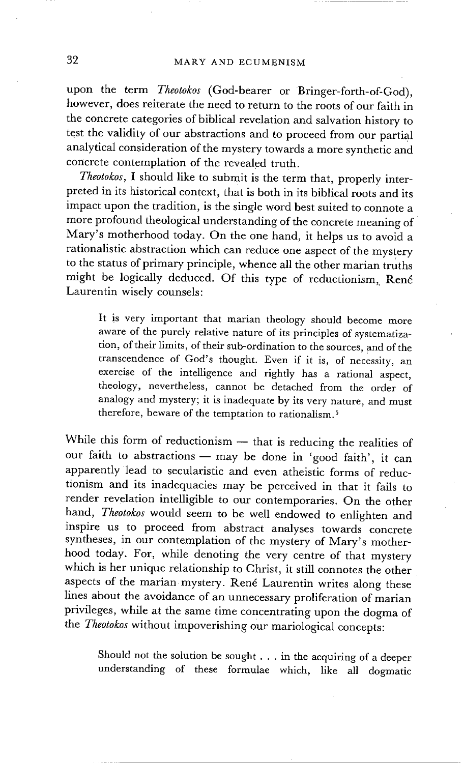upon the term *Theotokos* (God-bearer or Bringer-forth-of-God), however, does reiterate the need to return to the roots of our faith in the concrete categories of biblical revelation and salvation history to test the validity of our abstractions and to proceed from our partial analytical consideration of the mystery towards a more synthetic and concrete contemplation of the revealed truth.

*Theotokos*, I should like to submit is the term that, properly interpreted in its historical context, that is both in its biblical roots and its impact upon the tradition, is the single word best suited to connote a more profound theological understanding of the concrete meaning of Mary's motherhood today. On the one hand, it helps us to avoid a rationalistic abstraction which can reduce one aspect of the mystery to the status of primary principle, whence all the other marian truths might be logically deduced. Of this type of reductionism, René Laurentin wisely counsels:

> It is very important that marian theology should become more aware of the purely relative nature of its principles of systematization, of their limits, of their sub-ordination to the sources, and of the transcendence of God's thought. Even if it is, of necessity, an exercise of the intelligence and rightly has a rational aspect, theology, nevertheless, cannot be detached from the order of analogy and mystery; it is inadequate by its very nature, and must therefore, beware of the temptation to rationalism.[5]

While this form of reductionism — that is reducing the realities of our faith to abstractions — may be done in 'good faith', it can apparently lead to secularistic and even atheistic forms of reductionism and its inadequacies may be perceived in that it fails to render revelation intelligible to our contemporaries. On the other hand, *Theotokos* would seem to be well endowed to enlighten and inspire us to proceed from abstract analyses towards concrete syntheses, in our contemplation of the mystery of Mary's motherhood today. For, while denoting the very centre of that mystery which is her unique relationship to Christ, it still connotes the other aspects of the marian mystery. René Laurentin writes along these lines about the avoidance of an unnecessary proliferation of marian privileges, while at the same time concentrating upon the dogma of the *Theotokos* without impoverishing our mariological concepts:

> Should not the solution be sought . . . in the acquiring of a deeper understanding of these formulae which, like all dogmatic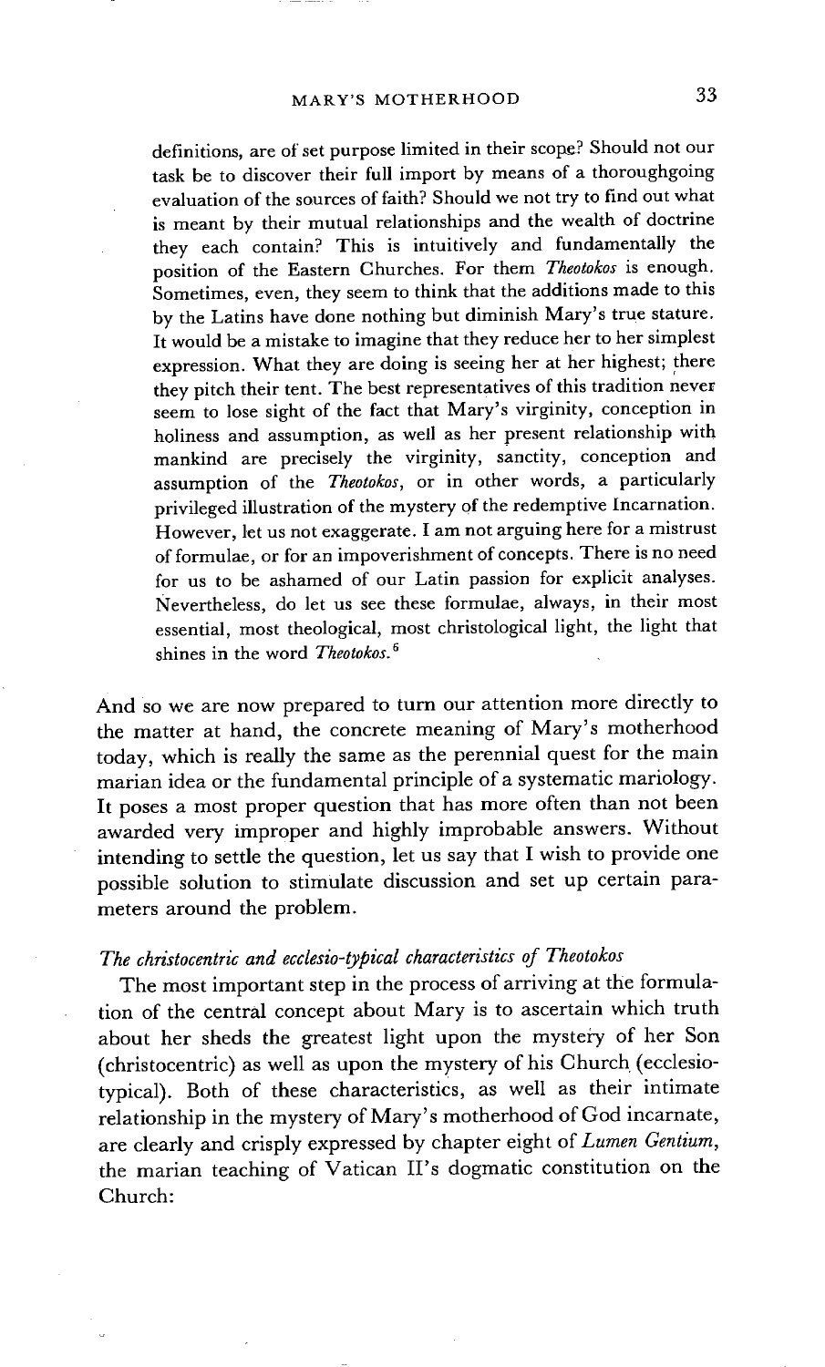> definitions, are of set purpose limited in their scope? Should not our task be to discover their full import by means of a thoroughgoing evaluation of the sources of faith? Should we not try to find out what is meant by their mutual relationships and the wealth of doctrine they each contain? This is intuitively and fundamentally the position of the Eastern Churches. For them *Theotokos* is enough. Sometimes, even, they seem to think that the additions made to this by the Latins have done nothing but diminish Mary's true stature. It would be a mistake to imagine that they reduce her to her simplest expression. What they are doing is seeing her at her highest; there they pitch their tent. The best representatives of this tradition never seem to lose sight of the fact that Mary's virginity, conception in holiness and assumption, as well as her present relationship with mankind are precisely the virginity, sanctity, conception and assumption of the *Theotokos*, or in other words, a particularly privileged illustration of the mystery of the redemptive Incarnation. However, let us not exaggerate. I am not arguing here for a mistrust of formulae, or for an impoverishment of concepts. There is no need for us to be ashamed of our Latin passion for explicit analyses. Nevertheless, do let us see these formulae, always, in their most essential, most theological, most christological light, the light that shines in the word *Theotokos*.[6]

And so we are now prepared to turn our attention more directly to the matter at hand, the concrete meaning of Mary's motherhood today, which is really the same as the perennial quest for the main marian idea or the fundamental principle of a systematic mariology. It poses a most proper question that has more often than not been awarded very improper and highly improbable answers. Without intending to settle the question, let us say that I wish to provide one possible solution to stimulate discussion and set up certain parameters around the problem.

### *The christocentric and ecclesio-typical characteristics of Theotokos*

The most important step in the process of arriving at the formulation of the central concept about Mary is to ascertain which truth about her sheds the greatest light upon the mystery of her Son (christocentric) as well as upon the mystery of his Church (ecclesio-typical). Both of these characteristics, as well as their intimate relationship in the mystery of Mary's motherhood of God incarnate, are clearly and crisply expressed by chapter eight of *Lumen Gentium*, the marian teaching of Vatican II's dogmatic constitution on the Church: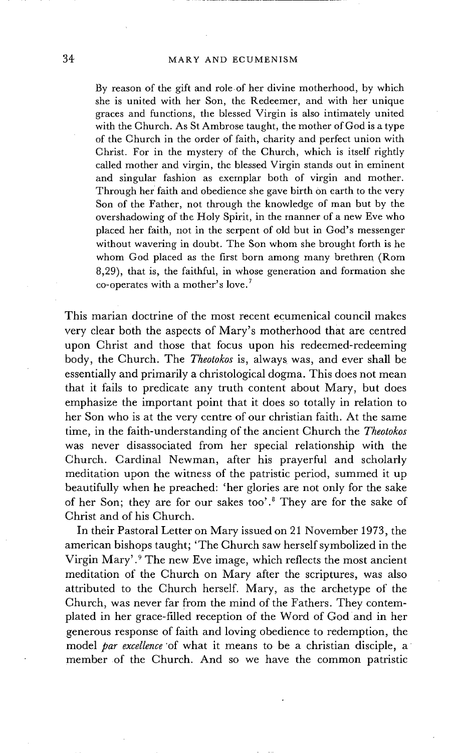> By reason of the gift and role of her divine motherhood, by which she is united with her Son, the Redeemer, and with her unique graces and functions, the blessed Virgin is also intimately united with the Church. As St Ambrose taught, the mother of God is a type of the Church in the order of faith, charity and perfect union with Christ. For in the mystery of the Church, which is itself rightly called mother and virgin, the blessed Virgin stands out in eminent and singular fashion as exemplar both of virgin and mother. Through her faith and obedience she gave birth on earth to the very Son of the Father, not through the knowledge of man but by the overshadowing of the Holy Spirit, in the manner of a new Eve who placed her faith, not in the serpent of old but in God's messenger without wavering in doubt. The Son whom she brought forth is he whom God placed as the first born among many brethren (Rom 8,29), that is, the faithful, in whose generation and formation she co-operates with a mother's love.[7]

This marian doctrine of the most recent ecumenical council makes very clear both the aspects of Mary's motherhood that are centred upon Christ and those that focus upon his redeemed-redeeming body, the Church. The *Theotokos* is, always was, and ever shall be essentially and primarily a christological dogma. This does not mean that it fails to predicate any truth content about Mary, but does emphasize the important point that it does so totally in relation to her Son who is at the very centre of our christian faith. At the same time, in the faith-understanding of the ancient Church the *Theotokos* was never disassociated from her special relationship with the Church. Cardinal Newman, after his prayerful and scholarly meditation upon the witness of the patristic period, summed it up beautifully when he preached: 'her glories are not only for the sake of her Son; they are for our sakes too'.[8] They are for the sake of Christ and of his Church.

In their Pastoral Letter on Mary issued on 21 November 1973, the american bishops taught; 'The Church saw herself symbolized in the Virgin Mary'.[9] The new Eve image, which reflects the most ancient meditation of the Church on Mary after the scriptures, was also attributed to the Church herself. Mary, as the archetype of the Church, was never far from the mind of the Fathers. They contemplated in her grace-filled reception of the Word of God and in her generous response of faith and loving obedience to redemption, the model *par excellence* of what it means to be a christian disciple, a member of the Church. And so we have the common patristic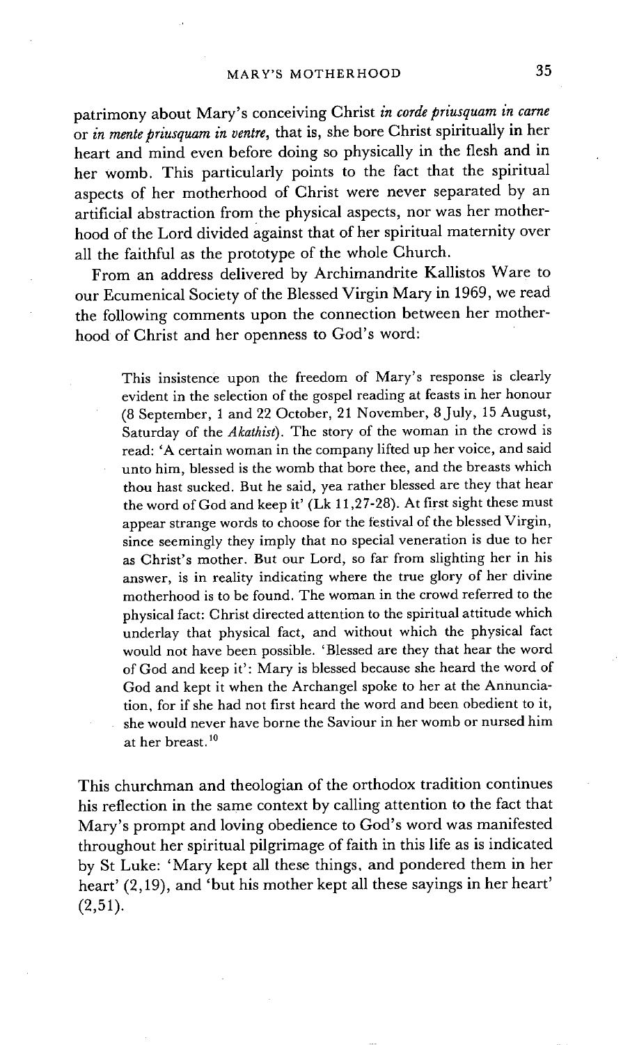patrimony about Mary's conceiving Christ *in corde priusquam in carne* or *in mente priusquam in ventre*, that is, she bore Christ spiritually in her heart and mind even before doing so physically in the flesh and in her womb. This particularly points to the fact that the spiritual aspects of her motherhood of Christ were never separated by an artificial abstraction from the physical aspects, nor was her motherhood of the Lord divided against that of her spiritual maternity over all the faithful as the prototype of the whole Church.

From an address delivered by Archimandrite Kallistos Ware to our Ecumenical Society of the Blessed Virgin Mary in 1969, we read the following comments upon the connection between her motherhood of Christ and her openness to God's word:

> This insistence upon the freedom of Mary's response is clearly evident in the selection of the gospel reading at feasts in her honour (8 September, 1 and 22 October, 21 November, 8 July, 15 August, Saturday of the *Akathist*). The story of the woman in the crowd is read: 'A certain woman in the company lifted up her voice, and said unto him, blessed is the womb that bore thee, and the breasts which thou hast sucked. But he said, yea rather blessed are they that hear the word of God and keep it' (Lk 11,27-28). At first sight these must appear strange words to choose for the festival of the blessed Virgin, since seemingly they imply that no special veneration is due to her as Christ's mother. But our Lord, so far from slighting her in his answer, is in reality indicating where the true glory of her divine motherhood is to be found. The woman in the crowd referred to the physical fact: Christ directed attention to the spiritual attitude which underlay that physical fact, and without which the physical fact would not have been possible. 'Blessed are they that hear the word of God and keep it': Mary is blessed because she heard the word of God and kept it when the Archangel spoke to her at the Annunciation, for if she had not first heard the word and been obedient to it, she would never have borne the Saviour in her womb or nursed him at her breast.[10]

This churchman and theologian of the orthodox tradition continues his reflection in the same context by calling attention to the fact that Mary's prompt and loving obedience to God's word was manifested throughout her spiritual pilgrimage of faith in this life as is indicated by St Luke: 'Mary kept all these things, and pondered them in her heart' (2,19), and 'but his mother kept all these sayings in her heart' (2,51).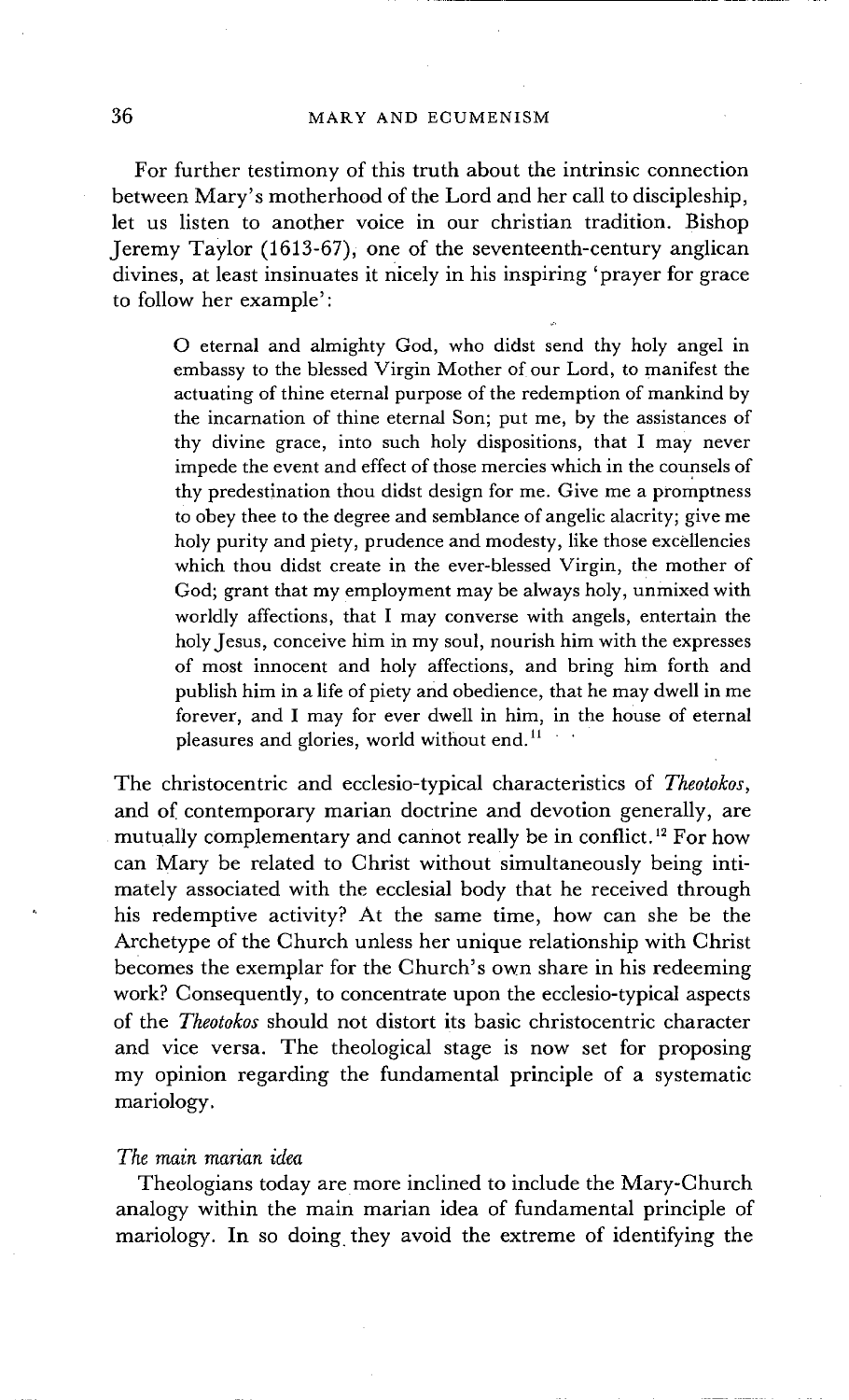For further testimony of this truth about the intrinsic connection between Mary's motherhood of the Lord and her call to discipleship, let us listen to another voice in our christian tradition. Bishop Jeremy Taylor (1613-67), one of the seventeenth-century anglican divines, at least insinuates it nicely in his inspiring 'prayer for grace to follow her example':

> O eternal and almighty God, who didst send thy holy angel in embassy to the blessed Virgin Mother of our Lord, to manifest the actuating of thine eternal purpose of the redemption of mankind by the incarnation of thine eternal Son; put me, by the assistances of thy divine grace, into such holy dispositions, that I may never impede the event and effect of those mercies which in the counsels of thy predestination thou didst design for me. Give me a promptness to obey thee to the degree and semblance of angelic alacrity; give me holy purity and piety, prudence and modesty, like those excellencies which thou didst create in the ever-blessed Virgin, the mother of God; grant that my employment may be always holy, unmixed with worldly affections, that I may converse with angels, entertain the holy Jesus, conceive him in my soul, nourish him with the expresses of most innocent and holy affections, and bring him forth and publish him in a life of piety and obedience, that he may dwell in me forever, and I may for ever dwell in him, in the house of eternal pleasures and glories, world without end.[11]

The christocentric and ecclesio-typical characteristics of *Theotokos*, and of contemporary marian doctrine and devotion generally, are mutually complementary and cannot really be in conflict.[12] For how can Mary be related to Christ without simultaneously being intimately associated with the ecclesial body that he received through his redemptive activity? At the same time, how can she be the Archetype of the Church unless her unique relationship with Christ becomes the exemplar for the Church's own share in his redeeming work? Consequently, to concentrate upon the ecclesio-typical aspects of the *Theotokos* should not distort its basic christocentric character and vice versa. The theological stage is now set for proposing my opinion regarding the fundamental principle of a systematic mariology.

### *The main marian idea*

Theologians today are more inclined to include the Mary-Church analogy within the main marian idea of fundamental principle of mariology. In so doing they avoid the extreme of identifying the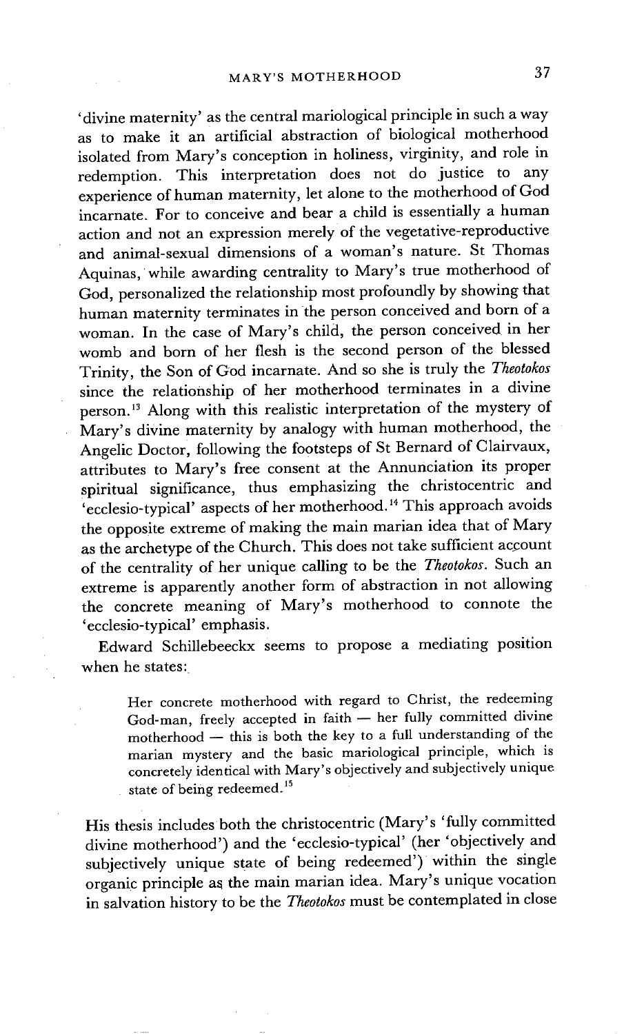'divine maternity' as the central mariological principle in such a way as to make it an artificial abstraction of biological motherhood isolated from Mary's conception in holiness, virginity, and role in redemption. This interpretation does not do justice to any experience of human maternity, let alone to the motherhood of God incarnate. For to conceive and bear a child is essentially a human action and not an expression merely of the vegetative-reproductive and animal-sexual dimensions of a woman's nature. St Thomas Aquinas, while awarding centrality to Mary's true motherhood of God, personalized the relationship most profoundly by showing that human maternity terminates in the person conceived and born of a woman. In the case of Mary's child, the person conceived in her womb and born of her flesh is the second person of the blessed Trinity, the Son of God incarnate. And so she is truly the *Theotokos* since the relationship of her motherhood terminates in a divine person.[13] Along with this realistic interpretation of the mystery of Mary's divine maternity by analogy with human motherhood, the Angelic Doctor, following the footsteps of St Bernard of Clairvaux, attributes to Mary's free consent at the Annunciation its proper spiritual significance, thus emphasizing the christocentric and 'ecclesio-typical' aspects of her motherhood.[14] This approach avoids the opposite extreme of making the main marian idea that of Mary as the archetype of the Church. This does not take sufficient account of the centrality of her unique calling to be the *Theotokos*. Such an extreme is apparently another form of abstraction in not allowing the concrete meaning of Mary's motherhood to connote the 'ecclesio-typical' emphasis.

Edward Schillebeeckx seems to propose a mediating position when he states:

> Her concrete motherhood with regard to Christ, the redeeming God-man, freely accepted in faith — her fully committed divine motherhood — this is both the key to a full understanding of the marian mystery and the basic mariological principle, which is concretely identical with Mary's objectively and subjectively unique state of being redeemed.[15]

His thesis includes both the christocentric (Mary's 'fully committed divine motherhood') and the 'ecclesio-typical' (her 'objectively and subjectively unique state of being redeemed') within the single organic principle as the main marian idea. Mary's unique vocation in salvation history to be the *Theotokos* must be contemplated in close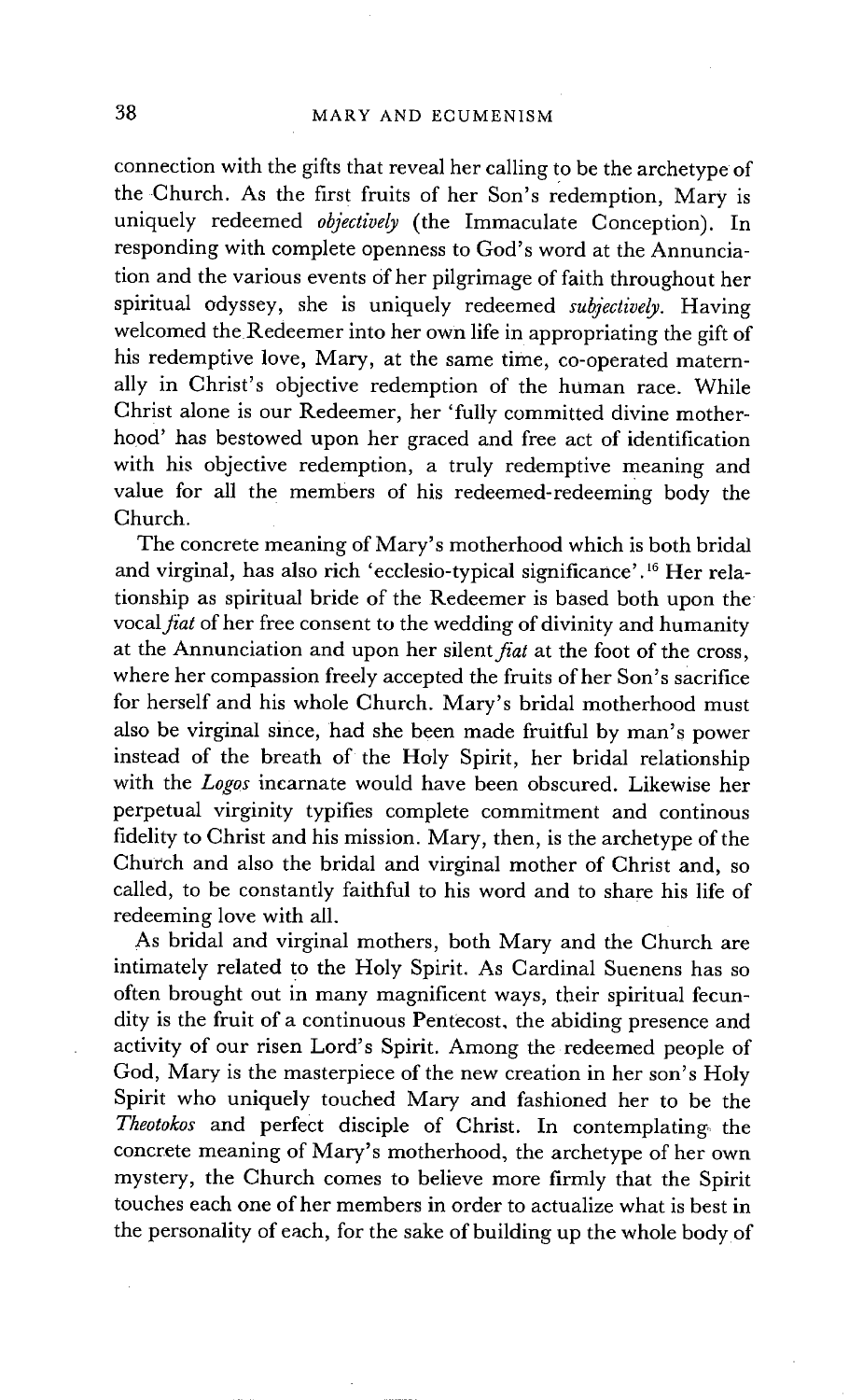connection with the gifts that reveal her calling to be the archetype of the Church. As the first fruits of her Son's redemption, Mary is uniquely redeemed *objectively* (the Immaculate Conception). In responding with complete openness to God's word at the Annunciation and the various events of her pilgrimage of faith throughout her spiritual odyssey, she is uniquely redeemed *subjectively*. Having welcomed the Redeemer into her own life in appropriating the gift of his redemptive love, Mary, at the same time, co-operated maternally in Christ's objective redemption of the human race. While Christ alone is our Redeemer, her 'fully committed divine motherhood' has bestowed upon her graced and free act of identification with his objective redemption, a truly redemptive meaning and value for all the members of his redeemed-redeeming body the Church.

The concrete meaning of Mary's motherhood which is both bridal and virginal, has also rich 'ecclesio-typical significance'.[16] Her relationship as spiritual bride of the Redeemer is based both upon the vocal *fiat* of her free consent to the wedding of divinity and humanity at the Annunciation and upon her silent *fiat* at the foot of the cross, where her compassion freely accepted the fruits of her Son's sacrifice for herself and his whole Church. Mary's bridal motherhood must also be virginal since, had she been made fruitful by man's power instead of the breath of the Holy Spirit, her bridal relationship with the *Logos* incarnate would have been obscured. Likewise her perpetual virginity typifies complete commitment and continous fidelity to Christ and his mission. Mary, then, is the archetype of the Church and also the bridal and virginal mother of Christ and, so called, to be constantly faithful to his word and to share his life of redeeming love with all.

As bridal and virginal mothers, both Mary and the Church are intimately related to the Holy Spirit. As Cardinal Suenens has so often brought out in many magnificent ways, their spiritual fecundity is the fruit of a continuous Pentecost, the abiding presence and activity of our risen Lord's Spirit. Among the redeemed people of God, Mary is the masterpiece of the new creation in her son's Holy Spirit who uniquely touched Mary and fashioned her to be the *Theotokos* and perfect disciple of Christ. In contemplating the concrete meaning of Mary's motherhood, the archetype of her own mystery, the Church comes to believe more firmly that the Spirit touches each one of her members in order to actualize what is best in the personality of each, for the sake of building up the whole body of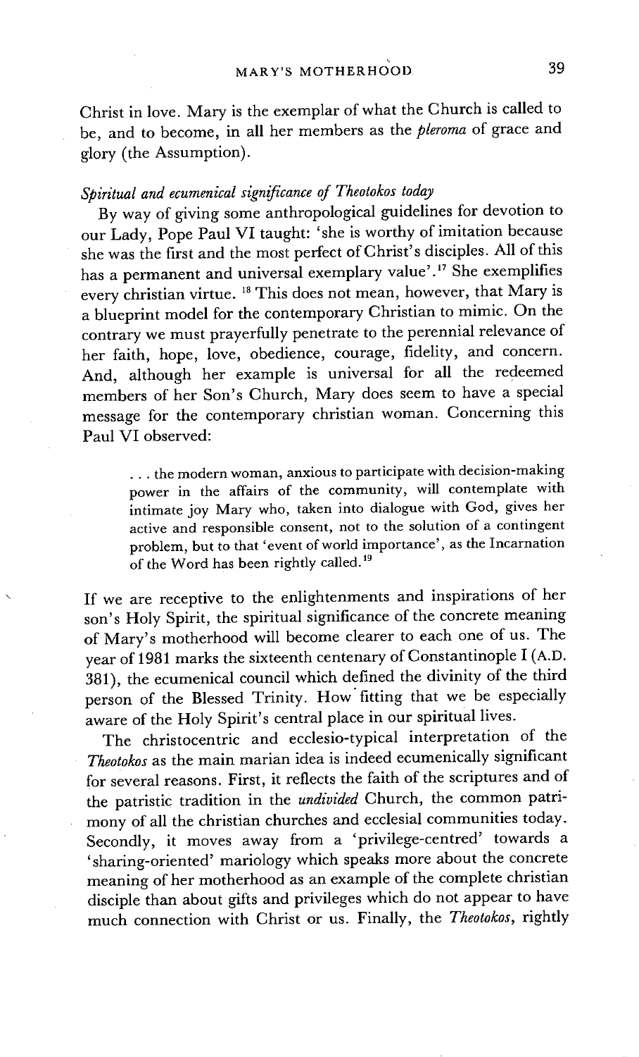Christ in love. Mary is the exemplar of what the Church is called to be, and to become, in all her members as the *pleroma* of grace and glory (the Assumption).

*Spiritual and ecumenical significance of Theotokos today*

By way of giving some anthropological guidelines for devotion to our Lady, Pope Paul VI taught: 'she is worthy of imitation because she was the first and the most perfect of Christ's disciples. All of this has a permanent and universal exemplary value'.[17] She exemplifies every christian virtue.[18] This does not mean, however, that Mary is a blueprint model for the contemporary Christian to mimic. On the contrary we must prayerfully penetrate to the perennial relevance of her faith, hope, love, obedience, courage, fidelity, and concern. And, although her example is universal for all the redeemed members of her Son's Church, Mary does seem to have a special message for the contemporary christian woman. Concerning this Paul VI observed:

> . . . the modern woman, anxious to participate with decision-making power in the affairs of the community, will contemplate with intimate joy Mary who, taken into dialogue with God, gives her active and responsible consent, not to the solution of a contingent problem, but to that 'event of world importance', as the Incarnation of the Word has been rightly called.[19]

If we are receptive to the enlightenments and inspirations of her son's Holy Spirit, the spiritual significance of the concrete meaning of Mary's motherhood will become clearer to each one of us. The year of 1981 marks the sixteenth centenary of Constantinople I (A.D. 381), the ecumenical council which defined the divinity of the third person of the Blessed Trinity. How fitting that we be especially aware of the Holy Spirit's central place in our spiritual lives.

The christocentric and ecclesio-typical interpretation of the *Theotokos* as the main marian idea is indeed ecumenically significant for several reasons. First, it reflects the faith of the scriptures and of the patristic tradition in the *undivided* Church, the common patrimony of all the christian churches and ecclesial communities today. Secondly, it moves away from a 'privilege-centred' towards a 'sharing-oriented' mariology which speaks more about the concrete meaning of her motherhood as an example of the complete christian disciple than about gifts and privileges which do not appear to have much connection with Christ or us. Finally, the *Theotokos*, rightly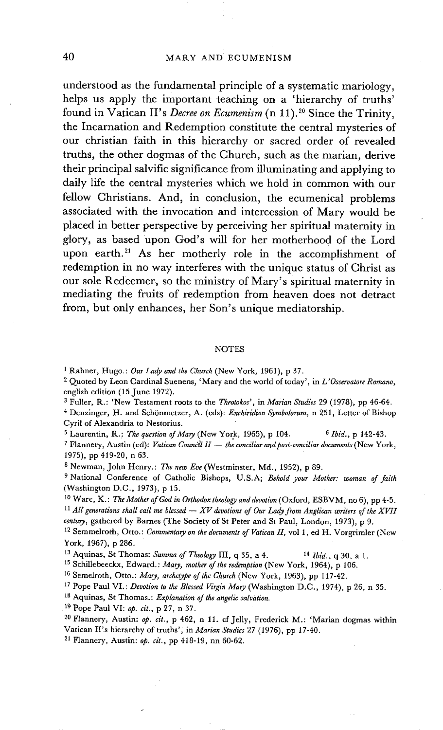understood as the fundamental principle of a systematic mariology, helps us apply the important teaching on a 'hierarchy of truths' found in Vatican II's *Decree on Ecumenism* (n 11).[20] Since the Trinity, the Incarnation and Redemption constitute the central mysteries of our christian faith in this hierarchy or sacred order of revealed truths, the other dogmas of the Church, such as the marian, derive their principal salvific significance from illuminating and applying to daily life the central mysteries which we hold in common with our fellow Christians. And, in conclusion, the ecumenical problems associated with the invocation and intercession of Mary would be placed in better perspective by perceiving her spiritual maternity in glory, as based upon God's will for her motherhood of the Lord upon earth.[21] As her motherly role in the accomplishment of redemption in no way interferes with the unique status of Christ as our sole Redeemer, so the ministry of Mary's spiritual maternity in mediating the fruits of redemption from heaven does not detract from, but only enhances, her Son's unique mediatorship.

## NOTES

[1] Rahner, Hugo.: *Our Lady and the Church* (New York, 1961), p 37.

[2] Quoted by Leon Cardinal Suenens, 'Mary and the world of today', in *L'Osservatore Romano*, english edition (15 June 1972).

[3] Fuller, R.: 'New Testament roots to the *Theotokos*', in *Marian Studies* 29 (1978), pp 46-64.

[4] Denzinger, H. and Schönmetzer, A. (eds): *Enchiridion Symbolorum*, n 251, Letter of Bishop Cyril of Alexandria to Nestorius.

[5] Laurentin, R.: *The question of Mary* (New York, 1965), p 104.

[6] *Ibid.*, p 142-43.

[7] Flannery, Austin (ed): *Vatican Council II — the conciliar and post-conciliar documents* (New York, 1975), pp 419-20, n 63.

[8] Newman, John Henry.: *The new Eve* (Westminster, Md., 1952), p 89.

[9] National Conference of Catholic Bishops, U.S.A; *Behold your Mother: woman of faith* (Washington D.C., 1973), p 15.

[10] Ware, K.: *The Mother of God in Orthodox theology and devotion* (Oxford, ESBVM, no 6), pp 4-5.

[11] *All generations shall call me blessed — XV devotions of Our Lady from Anglican writers of the XVII century*, gathered by Barnes (The Society of St Peter and St Paul, London, 1973), p 9.

[12] Semmelroth, Otto.: *Commentary on the documents of Vatican II*, vol 1, ed H. Vorgrimler (New York, 1967), p 286.

[13] Aquinas, St Thomas: *Summa of Theology* III, q 35, a 4.

[14] *Ibid.*, q 30, a 1.

[15] Schillebeeckx, Edward.: *Mary, mother of the redemption* (New York, 1964), p 106.

[16] Semelroth, Otto.: *Mary, archetype of the Church* (New York, 1963), pp 117-42.

[17] Pope Paul VI.: *Devotion to the Blessed Virgin Mary* (Washington D.C., 1974), p 26, n 35.

[18] Aquinas, St Thomas.: *Explanation of the angelic salvation.*

[19] Pope Paul VI: *op. cit.*, p 27, n 37.

[20] Flannery, Austin: *op. cit.*, p 462, n 11. cf Jelly, Frederick M.: 'Marian dogmas within Vatican II's hierarchy of truths', in *Marian Studies* 27 (1976), pp 17-40.

[21] Flannery, Austin: *op. cit.*, pp 418-19, nn 60-62.